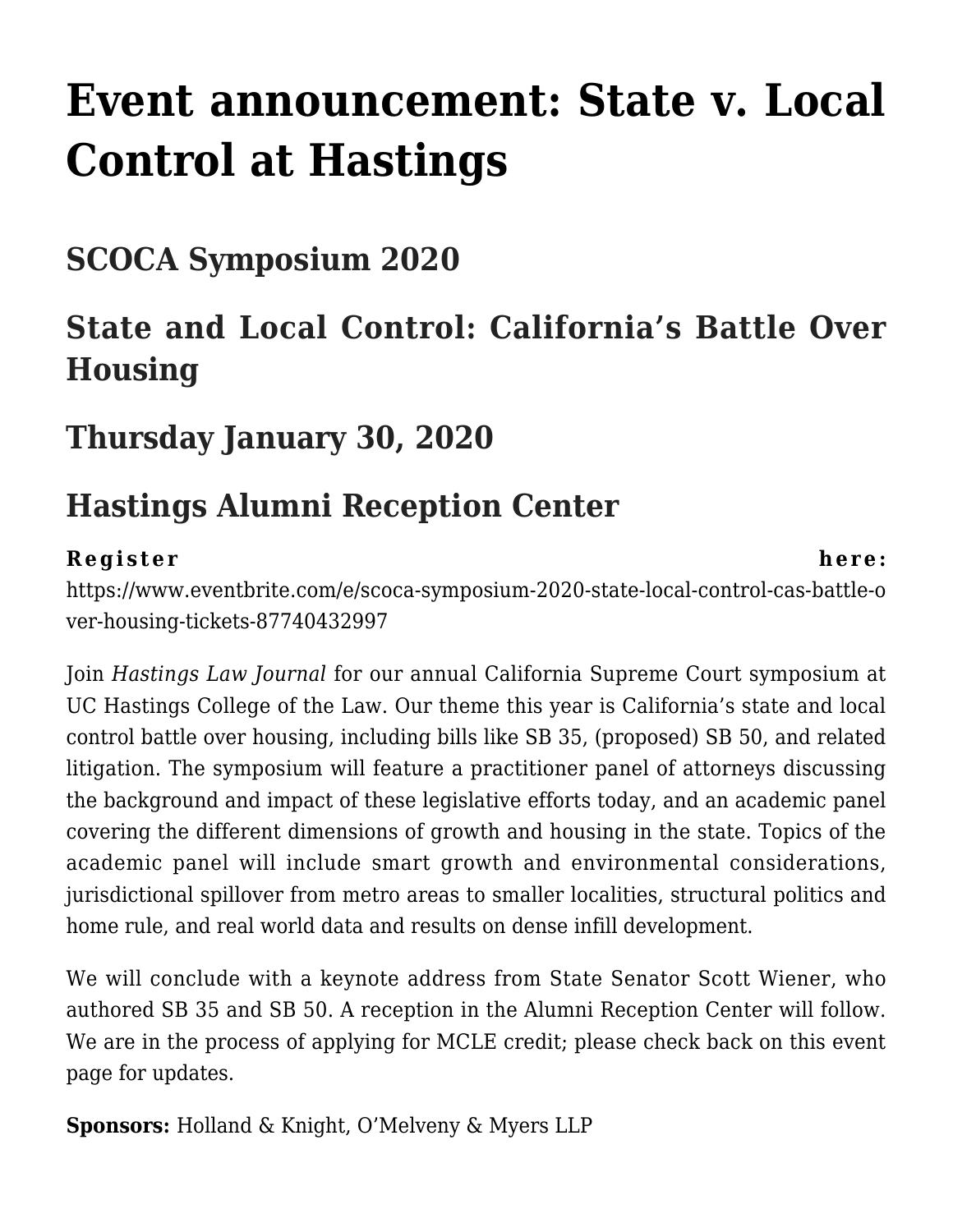# Event announcement: State v. Local Control at Hastings

## SCOCA Symposium 2020

## State and Local Control: California's Battle Over Housing

## Thursday January 30, 2020

## Hastings Alumni Reception Center

**Register here:** https://www.eventbrite.com/e/scoca-symposium-2020-state-local-control-cas-battle-over-housing-tickets-87740432997

Join *Hastings Law Journal* for our annual California Supreme Court symposium at UC Hastings College of the Law. Our theme this year is California's state and local control battle over housing, including bills like SB 35, (proposed) SB 50, and related litigation. The symposium will feature a practitioner panel of attorneys discussing the background and impact of these legislative efforts today, and an academic panel covering the different dimensions of growth and housing in the state. Topics of the academic panel will include smart growth and environmental considerations, jurisdictional spillover from metro areas to smaller localities, structural politics and home rule, and real world data and results on dense infill development.

We will conclude with a keynote address from State Senator Scott Wiener, who authored SB 35 and SB 50. A reception in the Alumni Reception Center will follow. We are in the process of applying for MCLE credit; please check back on this event page for updates.

**Sponsors:** Holland & Knight, O'Melveny & Myers LLP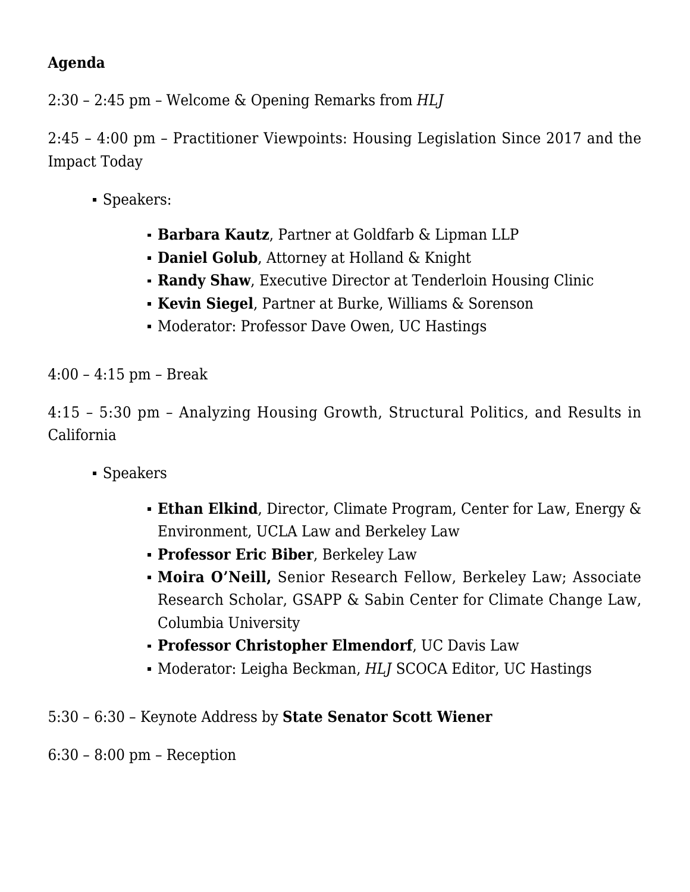**Agenda**

2:30 – 2:45 pm – Welcome & Opening Remarks from *HLJ*

2:45 – 4:00 pm – Practitioner Viewpoints: Housing Legislation Since 2017 and the Impact Today

- Speakers:
  - **Barbara Kautz**, Partner at Goldfarb & Lipman LLP
  - **Daniel Golub**, Attorney at Holland & Knight
  - **Randy Shaw**, Executive Director at Tenderloin Housing Clinic
  - **Kevin Siegel**, Partner at Burke, Williams & Sorenson
  - Moderator: Professor Dave Owen, UC Hastings

4:00 – 4:15 pm – Break

4:15 – 5:30 pm – Analyzing Housing Growth, Structural Politics, and Results in California

- Speakers
  - **Ethan Elkind**, Director, Climate Program, Center for Law, Energy & Environment, UCLA Law and Berkeley Law
  - **Professor Eric Biber**, Berkeley Law
  - **Moira O'Neill,** Senior Research Fellow, Berkeley Law; Associate Research Scholar, GSAPP & Sabin Center for Climate Change Law, Columbia University
  - **Professor Christopher Elmendorf**, UC Davis Law
  - Moderator: Leigha Beckman, *HLJ* SCOCA Editor, UC Hastings

5:30 – 6:30 – Keynote Address by **State Senator Scott Wiener**

6:30 – 8:00 pm – Reception